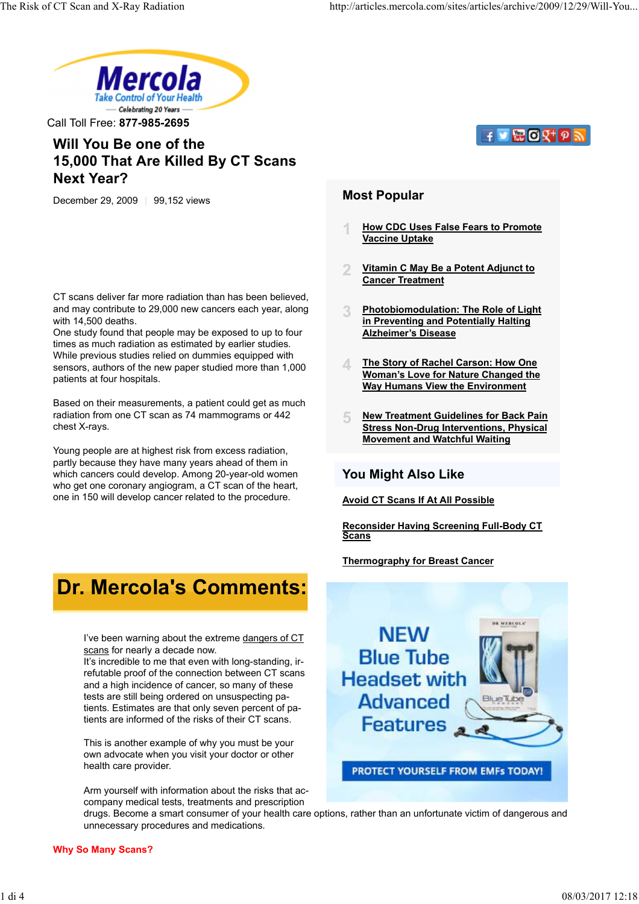Call Toll Free: **877-985-2695**

# Will You Be one of the 15,000 That Are Killed By CT Scans Next Year?

December 29, 2009 | 99,152 views

CT scans deliver far more radiation than has been believed, and may contribute to 29,000 new cancers each year, along with 14,500 deaths.
One study found that people may be exposed to up to four times as much radiation as estimated by earlier studies. While previous studies relied on dummies equipped with sensors, authors of the new paper studied more than 1,000 patients at four hospitals.

Based on their measurements, a patient could get as much radiation from one CT scan as 74 mammograms or 442 chest X-rays.

Young people are at highest risk from excess radiation, partly because they have many years ahead of them in which cancers could develop. Among 20-year-old women who get one coronary angiogram, a CT scan of the heart, one in 150 will develop cancer related to the procedure.

## Most Popular

1. How CDC Uses False Fears to Promote Vaccine Uptake
2. Vitamin C May Be a Potent Adjunct to Cancer Treatment
3. Photobiomodulation: The Role of Light in Preventing and Potentially Halting Alzheimer's Disease
4. The Story of Rachel Carson: How One Woman's Love for Nature Changed the Way Humans View the Environment
5. New Treatment Guidelines for Back Pain Stress Non-Drug Interventions, Physical Movement and Watchful Waiting

## You Might Also Like

Avoid CT Scans If At All Possible

Reconsider Having Screening Full-Body CT Scans

Thermography for Breast Cancer

NEW Blue Tube Headset with Advanced Features

PROTECT YOURSELF FROM EMFs TODAY!

# Dr. Mercola's Comments:

I've been warning about the extreme dangers of CT scans for nearly a decade now.
It's incredible to me that even with long-standing, irrefutable proof of the connection between CT scans and a high incidence of cancer, so many of these tests are still being ordered on unsuspecting patients. Estimates are that only seven percent of patients are informed of the risks of their CT scans.

This is another example of why you must be your own advocate when you visit your doctor or other health care provider.

Arm yourself with information about the risks that accompany medical tests, treatments and prescription drugs. Become a smart consumer of your health care options, rather than an unfortunate victim of dangerous and unnecessary procedures and medications.

**Why So Many Scans?**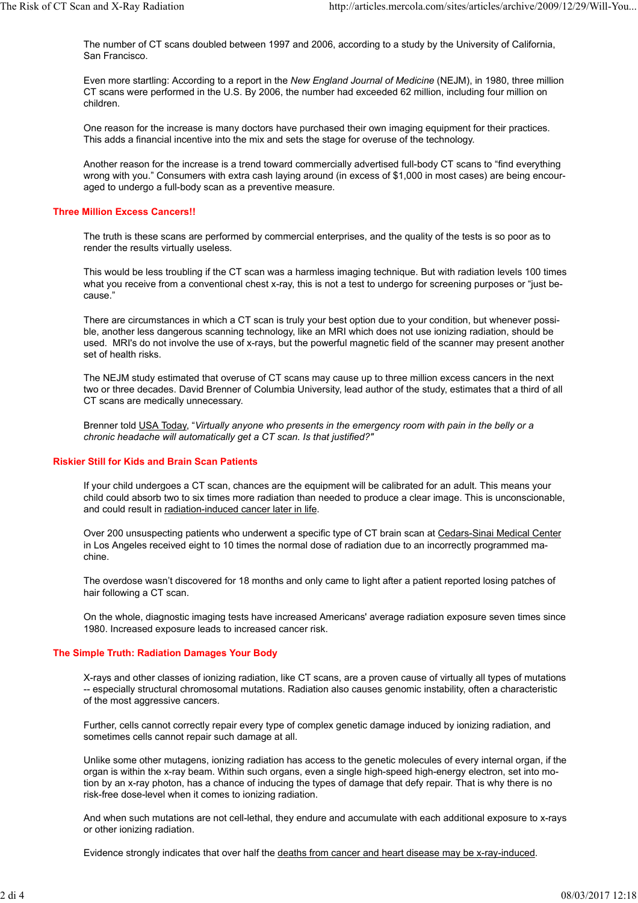The number of CT scans doubled between 1997 and 2006, according to a study by the University of California, San Francisco.

Even more startling: According to a report in the *New England Journal of Medicine* (NEJM), in 1980, three million CT scans were performed in the U.S. By 2006, the number had exceeded 62 million, including four million on children.

One reason for the increase is many doctors have purchased their own imaging equipment for their practices. This adds a financial incentive into the mix and sets the stage for overuse of the technology.

Another reason for the increase is a trend toward commercially advertised full-body CT scans to "find everything wrong with you." Consumers with extra cash laying around (in excess of $1,000 in most cases) are being encouraged to undergo a full-body scan as a preventive measure.

## Three Million Excess Cancers!!

The truth is these scans are performed by commercial enterprises, and the quality of the tests is so poor as to render the results virtually useless.

This would be less troubling if the CT scan was a harmless imaging technique. But with radiation levels 100 times what you receive from a conventional chest x-ray, this is not a test to undergo for screening purposes or "just because."

There are circumstances in which a CT scan is truly your best option due to your condition, but whenever possible, another less dangerous scanning technology, like an MRI which does not use ionizing radiation, should be used. MRI's do not involve the use of x-rays, but the powerful magnetic field of the scanner may present another set of health risks.

The NEJM study estimated that overuse of CT scans may cause up to three million excess cancers in the next two or three decades. David Brenner of Columbia University, lead author of the study, estimates that a third of all CT scans are medically unnecessary.

Brenner told USA Today, "*Virtually anyone who presents in the emergency room with pain in the belly or a chronic headache will automatically get a CT scan. Is that justified?*"

## Riskier Still for Kids and Brain Scan Patients

If your child undergoes a CT scan, chances are the equipment will be calibrated for an adult. This means your child could absorb two to six times more radiation than needed to produce a clear image. This is unconscionable, and could result in radiation-induced cancer later in life.

Over 200 unsuspecting patients who underwent a specific type of CT brain scan at Cedars-Sinai Medical Center in Los Angeles received eight to 10 times the normal dose of radiation due to an incorrectly programmed machine.

The overdose wasn't discovered for 18 months and only came to light after a patient reported losing patches of hair following a CT scan.

On the whole, diagnostic imaging tests have increased Americans' average radiation exposure seven times since 1980. Increased exposure leads to increased cancer risk.

## The Simple Truth: Radiation Damages Your Body

X-rays and other classes of ionizing radiation, like CT scans, are a proven cause of virtually all types of mutations -- especially structural chromosomal mutations. Radiation also causes genomic instability, often a characteristic of the most aggressive cancers.

Further, cells cannot correctly repair every type of complex genetic damage induced by ionizing radiation, and sometimes cells cannot repair such damage at all.

Unlike some other mutagens, ionizing radiation has access to the genetic molecules of every internal organ, if the organ is within the x-ray beam. Within such organs, even a single high-speed high-energy electron, set into motion by an x-ray photon, has a chance of inducing the types of damage that defy repair. That is why there is no risk-free dose-level when it comes to ionizing radiation.

And when such mutations are not cell-lethal, they endure and accumulate with each additional exposure to x-rays or other ionizing radiation.

Evidence strongly indicates that over half the deaths from cancer and heart disease may be x-ray-induced.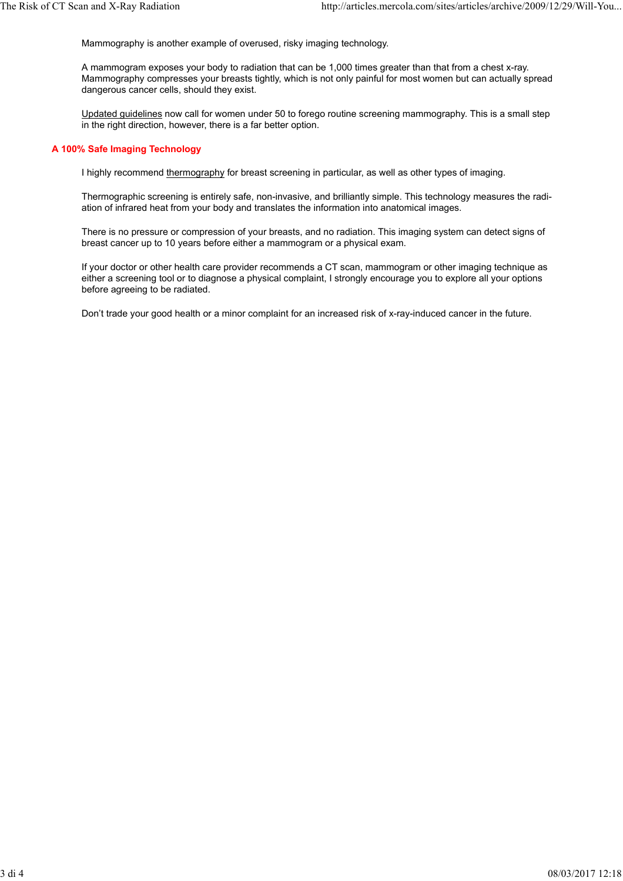Mammography is another example of overused, risky imaging technology.

A mammogram exposes your body to radiation that can be 1,000 times greater than that from a chest x-ray. Mammography compresses your breasts tightly, which is not only painful for most women but can actually spread dangerous cancer cells, should they exist.

Updated guidelines now call for women under 50 to forego routine screening mammography. This is a small step in the right direction, however, there is a far better option.

## A 100% Safe Imaging Technology

I highly recommend thermography for breast screening in particular, as well as other types of imaging.

Thermographic screening is entirely safe, non-invasive, and brilliantly simple. This technology measures the radiation of infrared heat from your body and translates the information into anatomical images.

There is no pressure or compression of your breasts, and no radiation. This imaging system can detect signs of breast cancer up to 10 years before either a mammogram or a physical exam.

If your doctor or other health care provider recommends a CT scan, mammogram or other imaging technique as either a screening tool or to diagnose a physical complaint, I strongly encourage you to explore all your options before agreeing to be radiated.

Don't trade your good health or a minor complaint for an increased risk of x-ray-induced cancer in the future.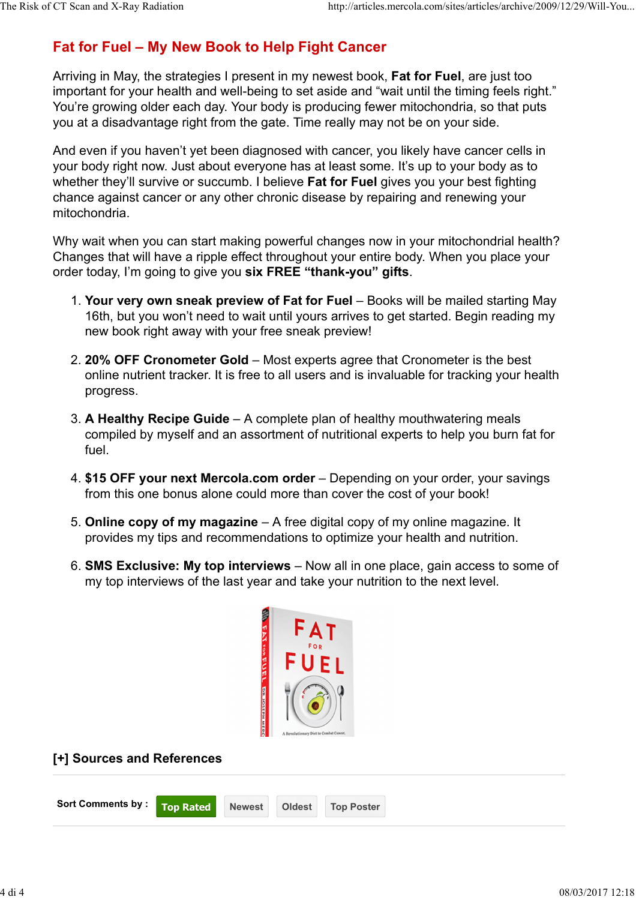## Fat for Fuel – My New Book to Help Fight Cancer

Arriving in May, the strategies I present in my newest book, **Fat for Fuel**, are just too important for your health and well-being to set aside and "wait until the timing feels right." You're growing older each day. Your body is producing fewer mitochondria, so that puts you at a disadvantage right from the gate. Time really may not be on your side.

And even if you haven't yet been diagnosed with cancer, you likely have cancer cells in your body right now. Just about everyone has at least some. It's up to your body as to whether they'll survive or succumb. I believe **Fat for Fuel** gives you your best fighting chance against cancer or any other chronic disease by repairing and renewing your mitochondria.

Why wait when you can start making powerful changes now in your mitochondrial health? Changes that will have a ripple effect throughout your entire body. When you place your order today, I'm going to give you **six FREE "thank-you" gifts**.

1. **Your very own sneak preview of Fat for Fuel** – Books will be mailed starting May 16th, but you won't need to wait until yours arrives to get started. Begin reading my new book right away with your free sneak preview!
2. **20% OFF Cronometer Gold** – Most experts agree that Cronometer is the best online nutrient tracker. It is free to all users and is invaluable for tracking your health progress.
3. **A Healthy Recipe Guide** – A complete plan of healthy mouthwatering meals compiled by myself and an assortment of nutritional experts to help you burn fat for fuel.
4. **$15 OFF your next Mercola.com order** – Depending on your order, your savings from this one bonus alone could more than cover the cost of your book!
5. **Online copy of my magazine** – A free digital copy of my online magazine. It provides my tips and recommendations to optimize your health and nutrition.
6. **SMS Exclusive: My top interviews** – Now all in one place, gain access to some of my top interviews of the last year and take your nutrition to the next level.

**[+] Sources and References**

Sort Comments by : Top Rated Newest Oldest Top Poster